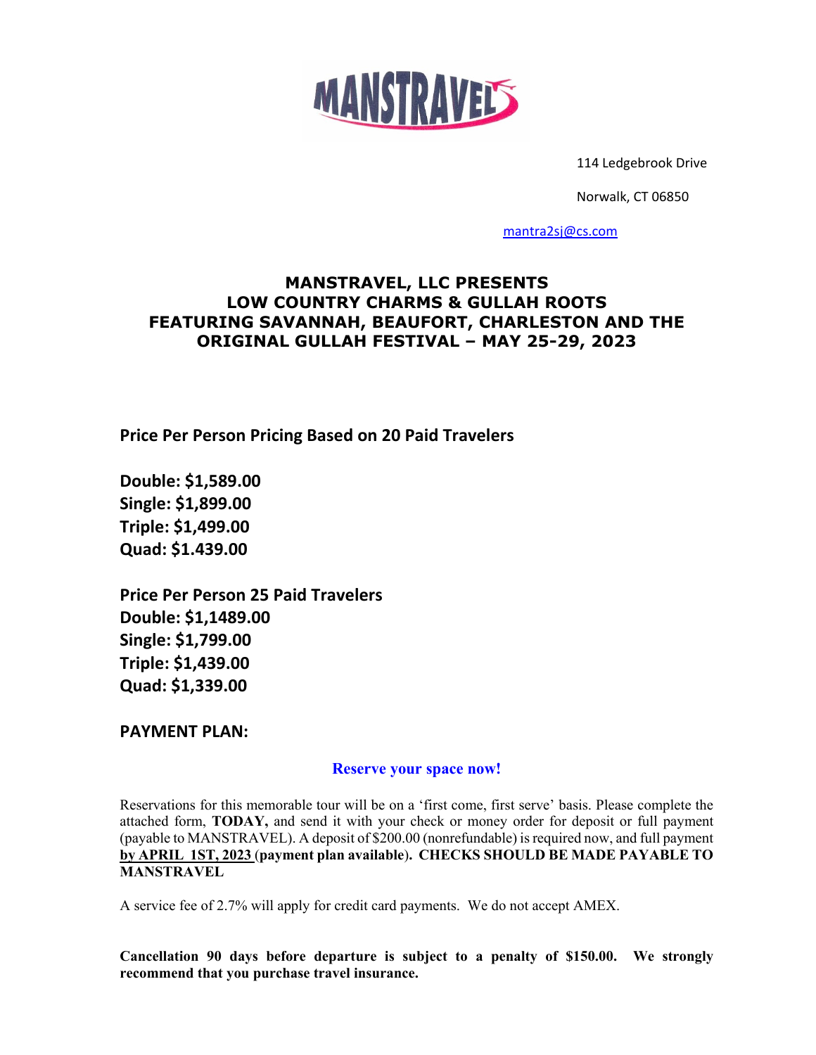MANSTRAVEL

114 Ledgebrook Drive

Norwalk, CT 06850

mantra2sj@cs.com

# MANSTRAVEL, LLC PRESENTS LOW COUNTRY CHARMS & GULLAH ROOTS FEATURING SAVANNAH, BEAUFORT, CHARLESTON AND THE ORIGINAL GULLAH FESTIVAL – MAY 25-29, 2023

**Price Per Person Pricing Based on 20 Paid Travelers**

**Double: $1,589.00**
**Single: $1,899.00**
**Triple: $1,499.00**
**Quad: $1.439.00**

**Price Per Person 25 Paid Travelers**
**Double: $1,1489.00**
**Single: $1,799.00**
**Triple: $1,439.00**
**Quad: $1,339.00**

**PAYMENT PLAN:**

**Reserve your space now!**

Reservations for this memorable tour will be on a 'first come, first serve' basis. Please complete the attached form, **TODAY,** and send it with your check or money order for deposit or full payment (payable to MANSTRAVEL). A deposit of $200.00 (nonrefundable) is required now, and full payment **by APRIL 1ST, 2023 (payment plan available). CHECKS SHOULD BE MADE PAYABLE TO MANSTRAVEL**

A service fee of 2.7% will apply for credit card payments. We do not accept AMEX.

**Cancellation 90 days before departure is subject to a penalty of $150.00. We strongly recommend that you purchase travel insurance.**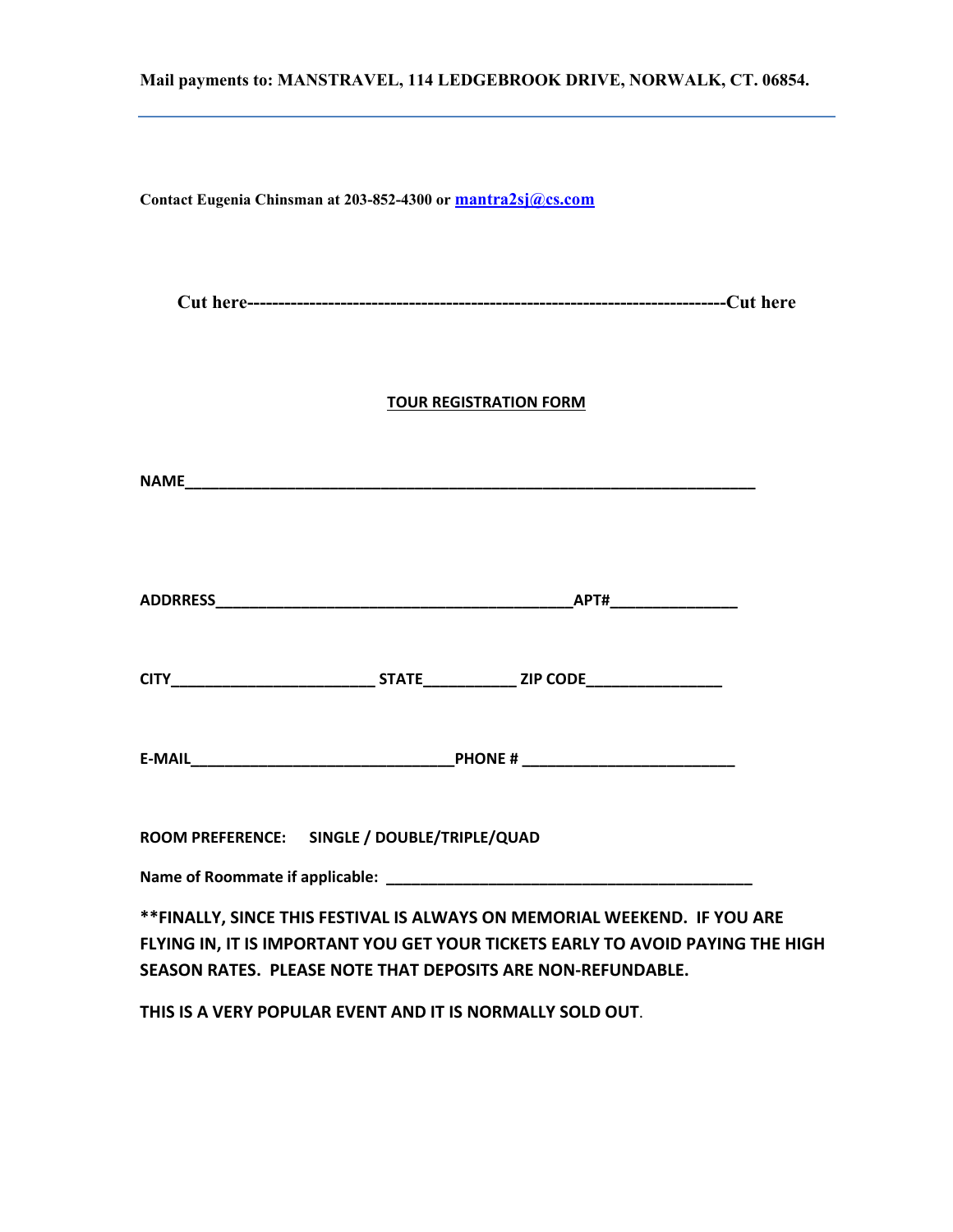**Mail payments to: MANSTRAVEL, 114 LEDGEBROOK DRIVE, NORWALK, CT. 06854.**

---

**Contact Eugenia Chinsman at 203-852-4300 or [mantra2sj@cs.com](mailto:mantra2sj@cs.com)**

**Cut here----------------------------------------------------------------------------Cut here**

**TOUR REGISTRATION FORM**

**NAME**_______________________________________________________________

**ADDRRESS**________________________________________APT#______________

**CITY**_______________________ **STATE**__________ **ZIP CODE**_______________

**E-MAIL**______________________________**PHONE #** ________________________

**ROOM PREFERENCE: SINGLE / DOUBLE/TRIPLE/QUAD**

**Name of Roommate if applicable:** __________________________________________

**\*\*FINALLY, SINCE THIS FESTIVAL IS ALWAYS ON MEMORIAL WEEKEND. IF YOU ARE FLYING IN, IT IS IMPORTANT YOU GET YOUR TICKETS EARLY TO AVOID PAYING THE HIGH SEASON RATES. PLEASE NOTE THAT DEPOSITS ARE NON-REFUNDABLE.**

**THIS IS A VERY POPULAR EVENT AND IT IS NORMALLY SOLD OUT**.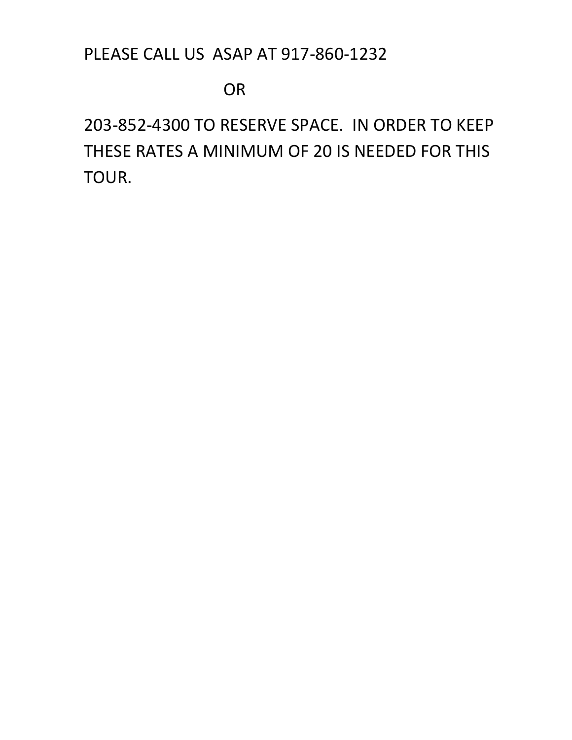PLEASE CALL US ASAP AT 917-860-1232

OR

203-852-4300 TO RESERVE SPACE. IN ORDER TO KEEP THESE RATES A MINIMUM OF 20 IS NEEDED FOR THIS TOUR.